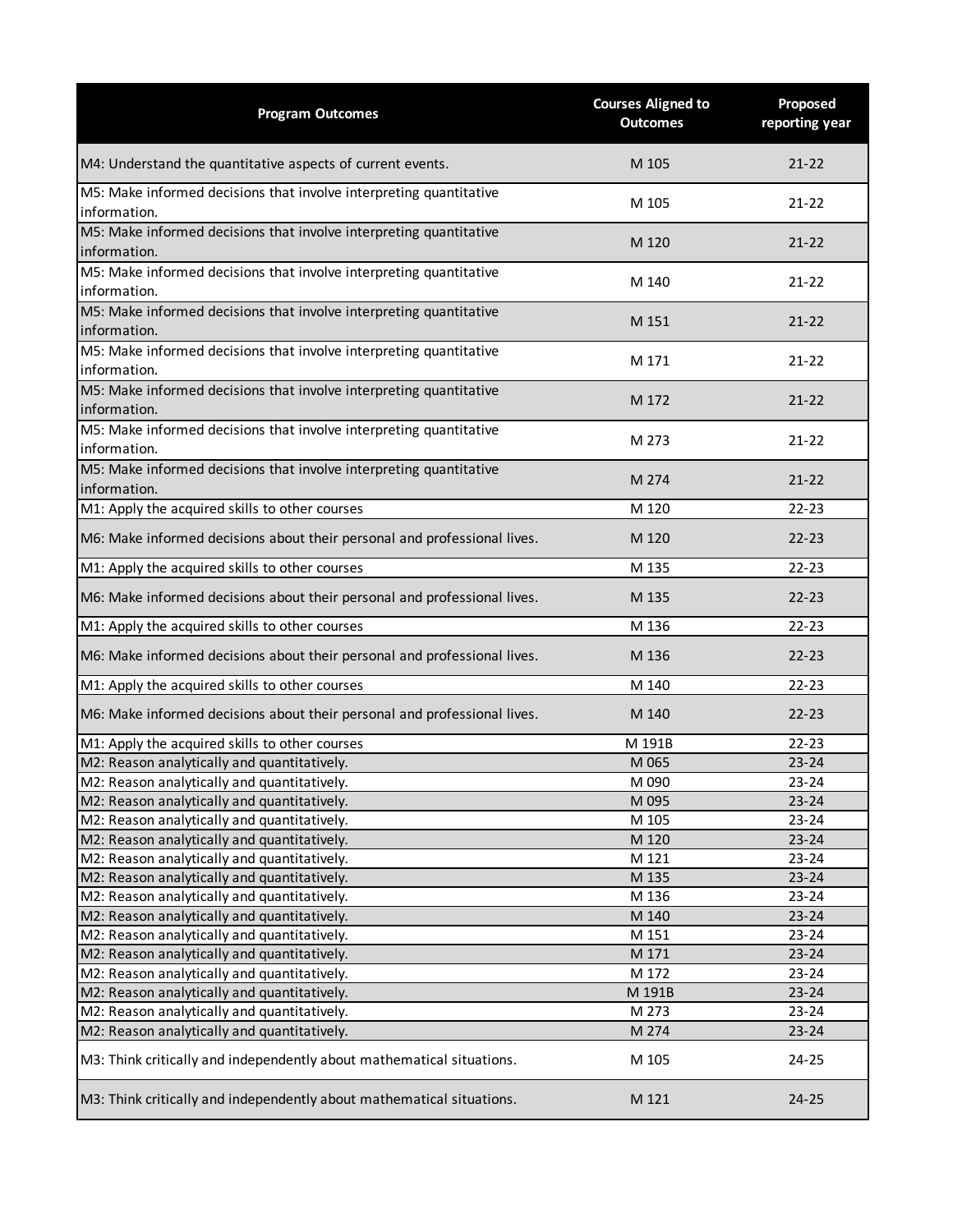| Program Outcomes | Courses Aligned to Outcomes | Proposed reporting year |
|---|---|---|
| M4: Understand the quantitative aspects of current events. | M 105 | 21-22 |
| M5: Make informed decisions that involve interpreting quantitative information. | M 105 | 21-22 |
| M5: Make informed decisions that involve interpreting quantitative information. | M 120 | 21-22 |
| M5: Make informed decisions that involve interpreting quantitative information. | M 140 | 21-22 |
| M5: Make informed decisions that involve interpreting quantitative information. | M 151 | 21-22 |
| M5: Make informed decisions that involve interpreting quantitative information. | M 171 | 21-22 |
| M5: Make informed decisions that involve interpreting quantitative information. | M 172 | 21-22 |
| M5: Make informed decisions that involve interpreting quantitative information. | M 273 | 21-22 |
| M5: Make informed decisions that involve interpreting quantitative information. | M 274 | 21-22 |
| M1: Apply the acquired skills to other courses | M 120 | 22-23 |
| M6: Make informed decisions about their personal and professional lives. | M 120 | 22-23 |
| M1: Apply the acquired skills to other courses | M 135 | 22-23 |
| M6: Make informed decisions about their personal and professional lives. | M 135 | 22-23 |
| M1: Apply the acquired skills to other courses | M 136 | 22-23 |
| M6: Make informed decisions about their personal and professional lives. | M 136 | 22-23 |
| M1: Apply the acquired skills to other courses | M 140 | 22-23 |
| M6: Make informed decisions about their personal and professional lives. | M 140 | 22-23 |
| M1: Apply the acquired skills to other courses | M 191B | 22-23 |
| M2: Reason analytically and quantitatively. | M 065 | 23-24 |
| M2: Reason analytically and quantitatively. | M 090 | 23-24 |
| M2: Reason analytically and quantitatively. | M 095 | 23-24 |
| M2: Reason analytically and quantitatively. | M 105 | 23-24 |
| M2: Reason analytically and quantitatively. | M 120 | 23-24 |
| M2: Reason analytically and quantitatively. | M 121 | 23-24 |
| M2: Reason analytically and quantitatively. | M 135 | 23-24 |
| M2: Reason analytically and quantitatively. | M 136 | 23-24 |
| M2: Reason analytically and quantitatively. | M 140 | 23-24 |
| M2: Reason analytically and quantitatively. | M 151 | 23-24 |
| M2: Reason analytically and quantitatively. | M 171 | 23-24 |
| M2: Reason analytically and quantitatively. | M 172 | 23-24 |
| M2: Reason analytically and quantitatively. | M 191B | 23-24 |
| M2: Reason analytically and quantitatively. | M 273 | 23-24 |
| M2: Reason analytically and quantitatively. | M 274 | 23-24 |
| M3: Think critically and independently about mathematical situations. | M 105 | 24-25 |
| M3: Think critically and independently about mathematical situations. | M 121 | 24-25 |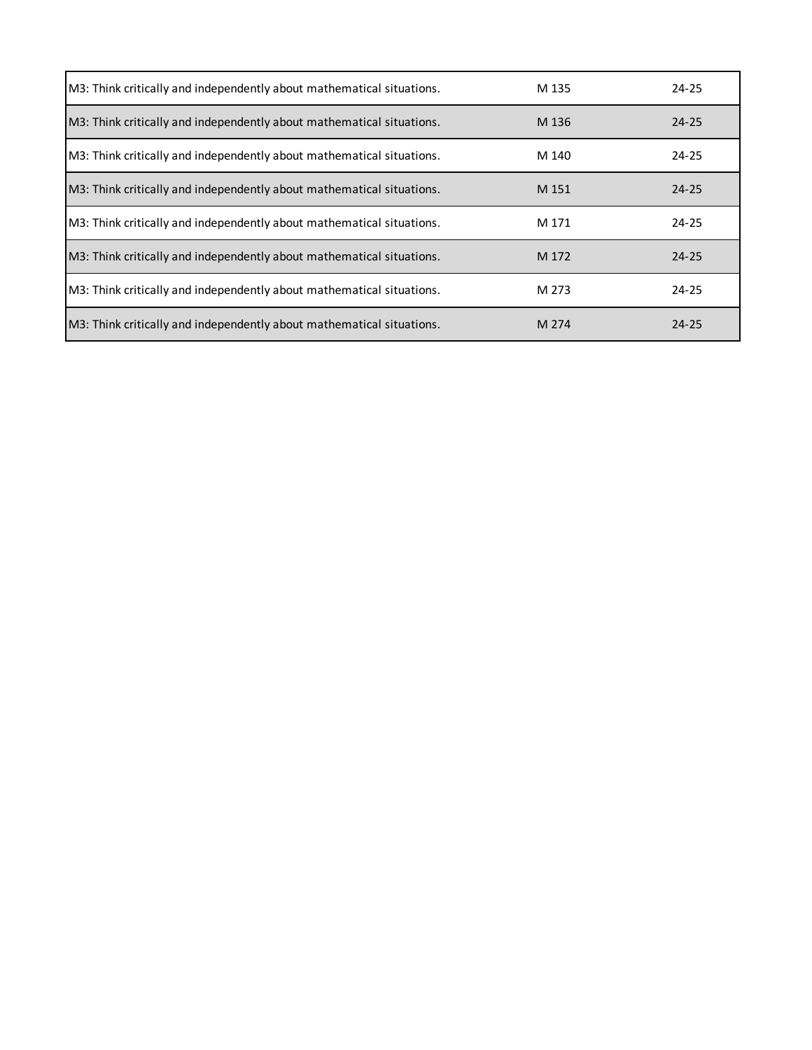| | | |
|---|---|---|
| M3: Think critically and independently about mathematical situations. | M 135 | 24-25 |
| M3: Think critically and independently about mathematical situations. | M 136 | 24-25 |
| M3: Think critically and independently about mathematical situations. | M 140 | 24-25 |
| M3: Think critically and independently about mathematical situations. | M 151 | 24-25 |
| M3: Think critically and independently about mathematical situations. | M 171 | 24-25 |
| M3: Think critically and independently about mathematical situations. | M 172 | 24-25 |
| M3: Think critically and independently about mathematical situations. | M 273 | 24-25 |
| M3: Think critically and independently about mathematical situations. | M 274 | 24-25 |